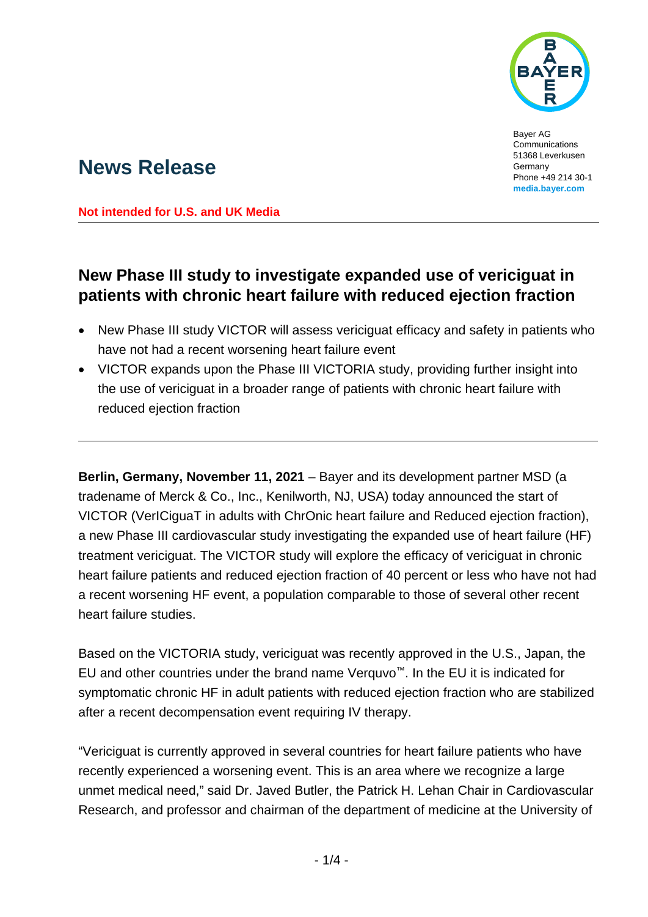Bayer AG
Communications
51368 Leverkusen
Germany
Phone +49 214 30-1
**media.bayer.com**

# News Release

**Not intended for U.S. and UK Media**

## New Phase III study to investigate expanded use of vericiguat in patients with chronic heart failure with reduced ejection fraction

- New Phase III study VICTOR will assess vericiguat efficacy and safety in patients who have not had a recent worsening heart failure event
- VICTOR expands upon the Phase III VICTORIA study, providing further insight into the use of vericiguat in a broader range of patients with chronic heart failure with reduced ejection fraction

**Berlin, Germany, November 11, 2021** – Bayer and its development partner MSD (a tradename of Merck & Co., Inc., Kenilworth, NJ, USA) today announced the start of VICTOR (VerICiguaT in adults with ChrOnic heart failure and Reduced ejection fraction), a new Phase III cardiovascular study investigating the expanded use of heart failure (HF) treatment vericiguat. The VICTOR study will explore the efficacy of vericiguat in chronic heart failure patients and reduced ejection fraction of 40 percent or less who have not had a recent worsening HF event, a population comparable to those of several other recent heart failure studies.

Based on the VICTORIA study, vericiguat was recently approved in the U.S., Japan, the EU and other countries under the brand name Verquvo™. In the EU it is indicated for symptomatic chronic HF in adult patients with reduced ejection fraction who are stabilized after a recent decompensation event requiring IV therapy.

"Vericiguat is currently approved in several countries for heart failure patients who have recently experienced a worsening event. This is an area where we recognize a large unmet medical need," said Dr. Javed Butler, the Patrick H. Lehan Chair in Cardiovascular Research, and professor and chairman of the department of medicine at the University of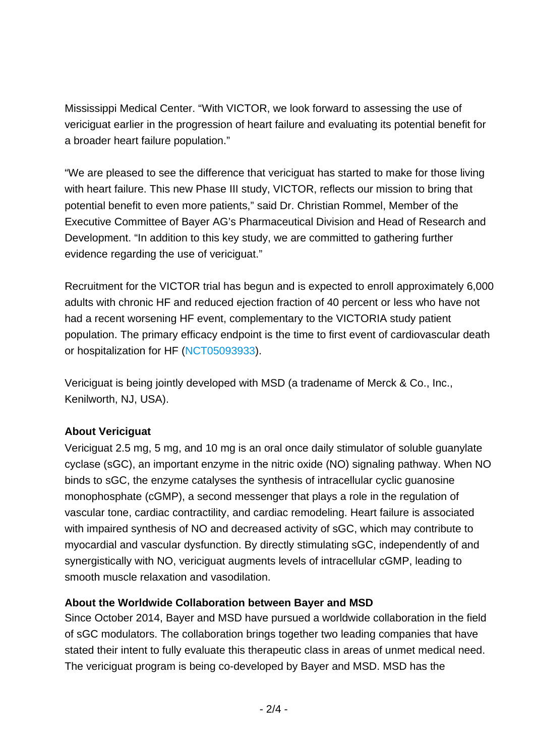Mississippi Medical Center. “With VICTOR, we look forward to assessing the use of vericiguat earlier in the progression of heart failure and evaluating its potential benefit for a broader heart failure population.”

“We are pleased to see the difference that vericiguat has started to make for those living with heart failure. This new Phase III study, VICTOR, reflects our mission to bring that potential benefit to even more patients,” said Dr. Christian Rommel, Member of the Executive Committee of Bayer AG’s Pharmaceutical Division and Head of Research and Development. “In addition to this key study, we are committed to gathering further evidence regarding the use of vericiguat.”

Recruitment for the VICTOR trial has begun and is expected to enroll approximately 6,000 adults with chronic HF and reduced ejection fraction of 40 percent or less who have not had a recent worsening HF event, complementary to the VICTORIA study patient population. The primary efficacy endpoint is the time to first event of cardiovascular death or hospitalization for HF (NCT05093933).

Vericiguat is being jointly developed with MSD (a tradename of Merck & Co., Inc., Kenilworth, NJ, USA).

**About Vericiguat**

Vericiguat 2.5 mg, 5 mg, and 10 mg is an oral once daily stimulator of soluble guanylate cyclase (sGC), an important enzyme in the nitric oxide (NO) signaling pathway. When NO binds to sGC, the enzyme catalyses the synthesis of intracellular cyclic guanosine monophosphate (cGMP), a second messenger that plays a role in the regulation of vascular tone, cardiac contractility, and cardiac remodeling. Heart failure is associated with impaired synthesis of NO and decreased activity of sGC, which may contribute to myocardial and vascular dysfunction. By directly stimulating sGC, independently of and synergistically with NO, vericiguat augments levels of intracellular cGMP, leading to smooth muscle relaxation and vasodilation.

**About the Worldwide Collaboration between Bayer and MSD**

Since October 2014, Bayer and MSD have pursued a worldwide collaboration in the field of sGC modulators. The collaboration brings together two leading companies that have stated their intent to fully evaluate this therapeutic class in areas of unmet medical need. The vericiguat program is being co-developed by Bayer and MSD. MSD has the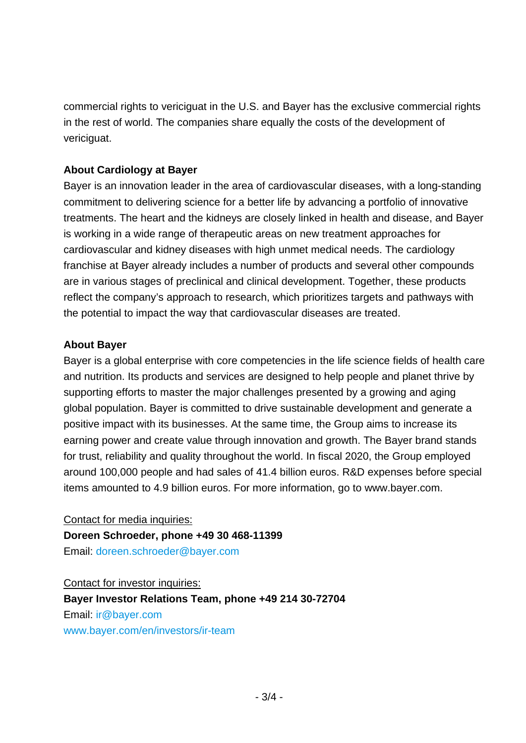commercial rights to vericiguat in the U.S. and Bayer has the exclusive commercial rights in the rest of world. The companies share equally the costs of the development of vericiguat.

**About Cardiology at Bayer**

Bayer is an innovation leader in the area of cardiovascular diseases, with a long-standing commitment to delivering science for a better life by advancing a portfolio of innovative treatments. The heart and the kidneys are closely linked in health and disease, and Bayer is working in a wide range of therapeutic areas on new treatment approaches for cardiovascular and kidney diseases with high unmet medical needs. The cardiology franchise at Bayer already includes a number of products and several other compounds are in various stages of preclinical and clinical development. Together, these products reflect the company's approach to research, which prioritizes targets and pathways with the potential to impact the way that cardiovascular diseases are treated.

**About Bayer**

Bayer is a global enterprise with core competencies in the life science fields of health care and nutrition. Its products and services are designed to help people and planet thrive by supporting efforts to master the major challenges presented by a growing and aging global population. Bayer is committed to drive sustainable development and generate a positive impact with its businesses. At the same time, the Group aims to increase its earning power and create value through innovation and growth. The Bayer brand stands for trust, reliability and quality throughout the world. In fiscal 2020, the Group employed around 100,000 people and had sales of 41.4 billion euros. R&D expenses before special items amounted to 4.9 billion euros. For more information, go to www.bayer.com.

Contact for media inquiries:
**Doreen Schroeder, phone +49 30 468-11399**
Email: doreen.schroeder@bayer.com

Contact for investor inquiries:
**Bayer Investor Relations Team, phone +49 214 30-72704**
Email: ir@bayer.com
www.bayer.com/en/investors/ir-team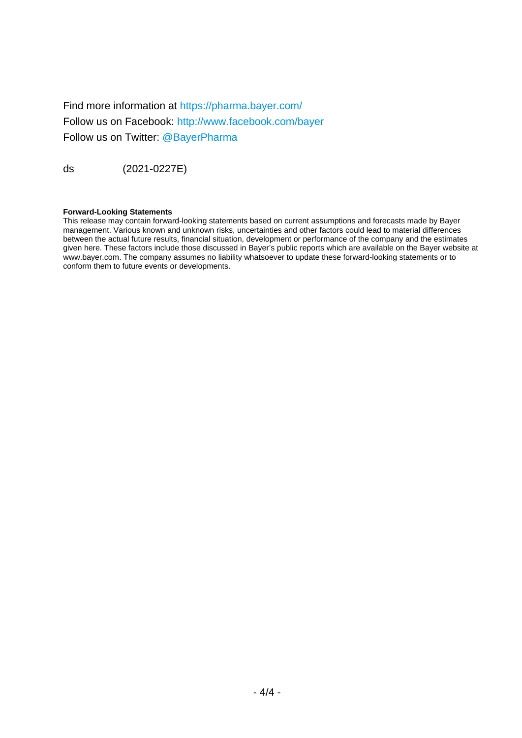Find more information at https://pharma.bayer.com/
Follow us on Facebook: http://www.facebook.com/bayer
Follow us on Twitter: @BayerPharma

ds (2021-0227E)

**Forward-Looking Statements**
This release may contain forward-looking statements based on current assumptions and forecasts made by Bayer management. Various known and unknown risks, uncertainties and other factors could lead to material differences between the actual future results, financial situation, development or performance of the company and the estimates given here. These factors include those discussed in Bayer's public reports which are available on the Bayer website at www.bayer.com. The company assumes no liability whatsoever to update these forward-looking statements or to conform them to future events or developments.